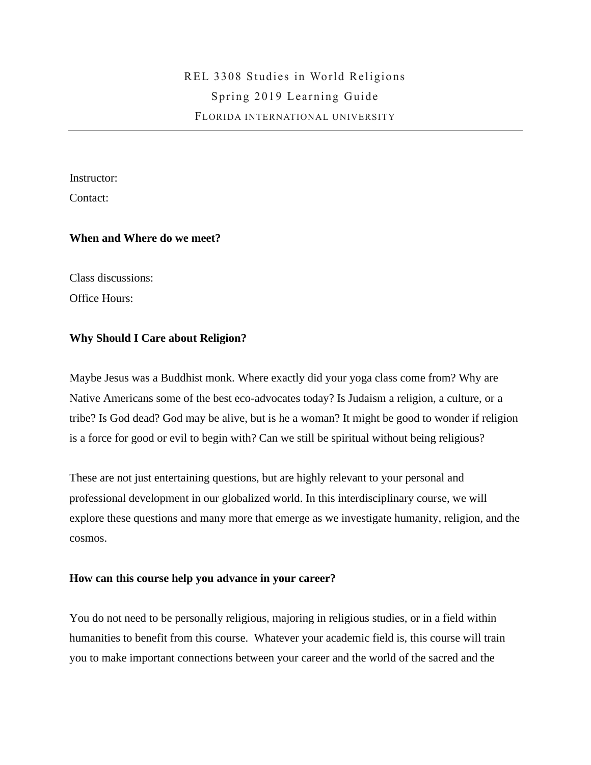# REL 3308 Studies in World Religions

## Spring 2019 Learning Guide

### FLORIDA INTERNATIONAL UNIVERSITY

---

Instructor:

Contact:

**When and Where do we meet?**

Class discussions:

Office Hours:

**Why Should I Care about Religion?**

Maybe Jesus was a Buddhist monk. Where exactly did your yoga class come from? Why are Native Americans some of the best eco-advocates today? Is Judaism a religion, a culture, or a tribe? Is God dead? God may be alive, but is he a woman? It might be good to wonder if religion is a force for good or evil to begin with? Can we still be spiritual without being religious?

These are not just entertaining questions, but are highly relevant to your personal and professional development in our globalized world. In this interdisciplinary course, we will explore these questions and many more that emerge as we investigate humanity, religion, and the cosmos.

**How can this course help you advance in your career?**

You do not need to be personally religious, majoring in religious studies, or in a field within humanities to benefit from this course. Whatever your academic field is, this course will train you to make important connections between your career and the world of the sacred and the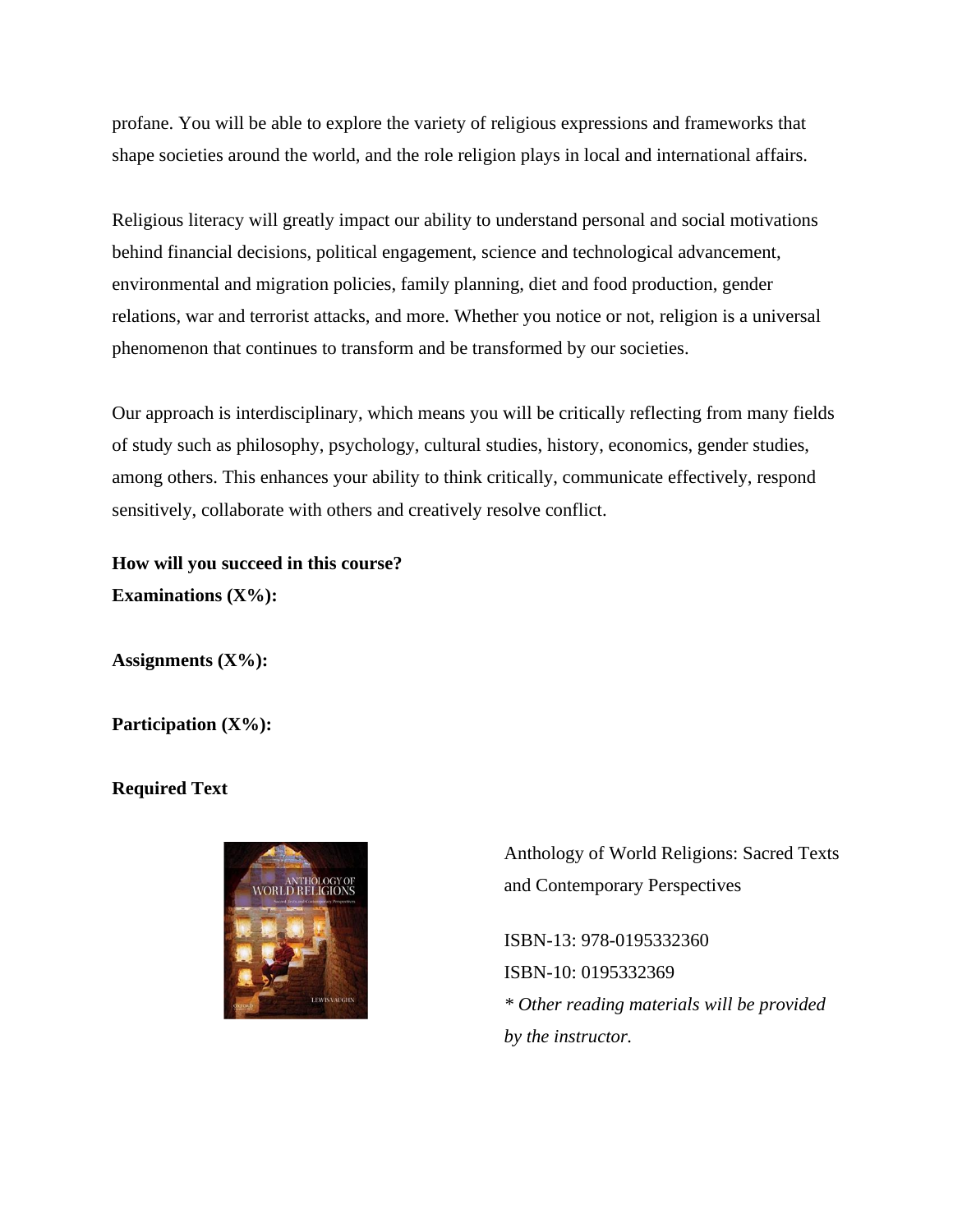profane. You will be able to explore the variety of religious expressions and frameworks that shape societies around the world, and the role religion plays in local and international affairs.

Religious literacy will greatly impact our ability to understand personal and social motivations behind financial decisions, political engagement, science and technological advancement, environmental and migration policies, family planning, diet and food production, gender relations, war and terrorist attacks, and more. Whether you notice or not, religion is a universal phenomenon that continues to transform and be transformed by our societies.

Our approach is interdisciplinary, which means you will be critically reflecting from many fields of study such as philosophy, psychology, cultural studies, history, economics, gender studies, among others. This enhances your ability to think critically, communicate effectively, respond sensitively, collaborate with others and creatively resolve conflict.

**How will you succeed in this course?**

**Examinations (X%):**

**Assignments (X%):**

**Participation (X%):**

**Required Text**

Anthology of World Religions: Sacred Texts and Contemporary Perspectives

ISBN-13: 978-0195332360

ISBN-10: 0195332369

*\* Other reading materials will be provided by the instructor.*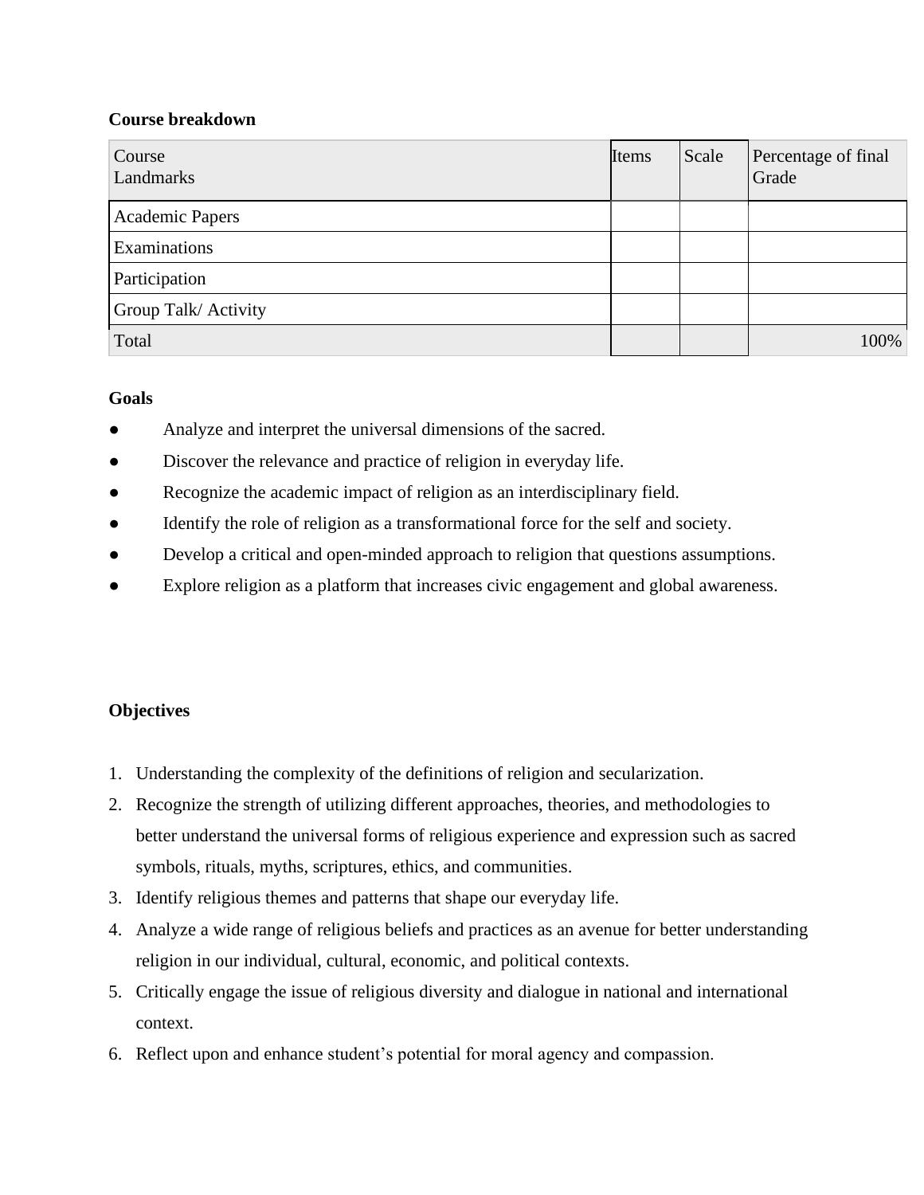**Course breakdown**

| Course Landmarks | Items | Scale | Percentage of final Grade |
|---|---|---|---|
| Academic Papers | | | |
| Examinations | | | |
| Participation | | | |
| Group Talk/ Activity | | | |
| Total | | | 100% |

**Goals**

- Analyze and interpret the universal dimensions of the sacred.
- Discover the relevance and practice of religion in everyday life.
- Recognize the academic impact of religion as an interdisciplinary field.
- Identify the role of religion as a transformational force for the self and society.
- Develop a critical and open-minded approach to religion that questions assumptions.
- Explore religion as a platform that increases civic engagement and global awareness.

**Objectives**

1. Understanding the complexity of the definitions of religion and secularization.
2. Recognize the strength of utilizing different approaches, theories, and methodologies to better understand the universal forms of religious experience and expression such as sacred symbols, rituals, myths, scriptures, ethics, and communities.
3. Identify religious themes and patterns that shape our everyday life.
4. Analyze a wide range of religious beliefs and practices as an avenue for better understanding religion in our individual, cultural, economic, and political contexts.
5. Critically engage the issue of religious diversity and dialogue in national and international context.
6. Reflect upon and enhance student's potential for moral agency and compassion.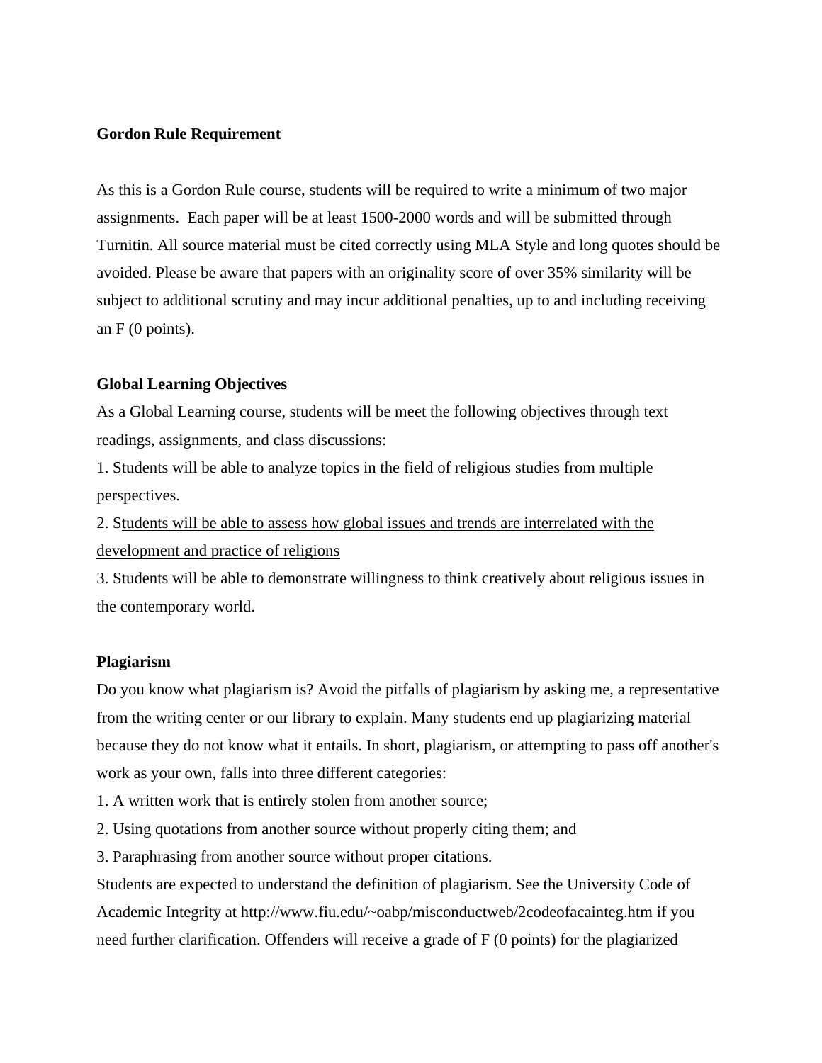**Gordon Rule Requirement**

As this is a Gordon Rule course, students will be required to write a minimum of two major assignments. Each paper will be at least 1500-2000 words and will be submitted through Turnitin. All source material must be cited correctly using MLA Style and long quotes should be avoided. Please be aware that papers with an originality score of over 35% similarity will be subject to additional scrutiny and may incur additional penalties, up to and including receiving an F (0 points).

**Global Learning Objectives**

As a Global Learning course, students will be meet the following objectives through text readings, assignments, and class discussions:

1. Students will be able to analyze topics in the field of religious studies from multiple perspectives.
2. S<u>tudents will be able to assess how global issues and trends are interrelated with the development and practice of religions</u>
3. Students will be able to demonstrate willingness to think creatively about religious issues in the contemporary world.

**Plagiarism**

Do you know what plagiarism is? Avoid the pitfalls of plagiarism by asking me, a representative from the writing center or our library to explain. Many students end up plagiarizing material because they do not know what it entails. In short, plagiarism, or attempting to pass off another's work as your own, falls into three different categories:

1. A written work that is entirely stolen from another source;
2. Using quotations from another source without properly citing them; and
3. Paraphrasing from another source without proper citations.

Students are expected to understand the definition of plagiarism. See the University Code of Academic Integrity at http://www.fiu.edu/~oabp/misconductweb/2codeofacainteg.htm if you need further clarification. Offenders will receive a grade of F (0 points) for the plagiarized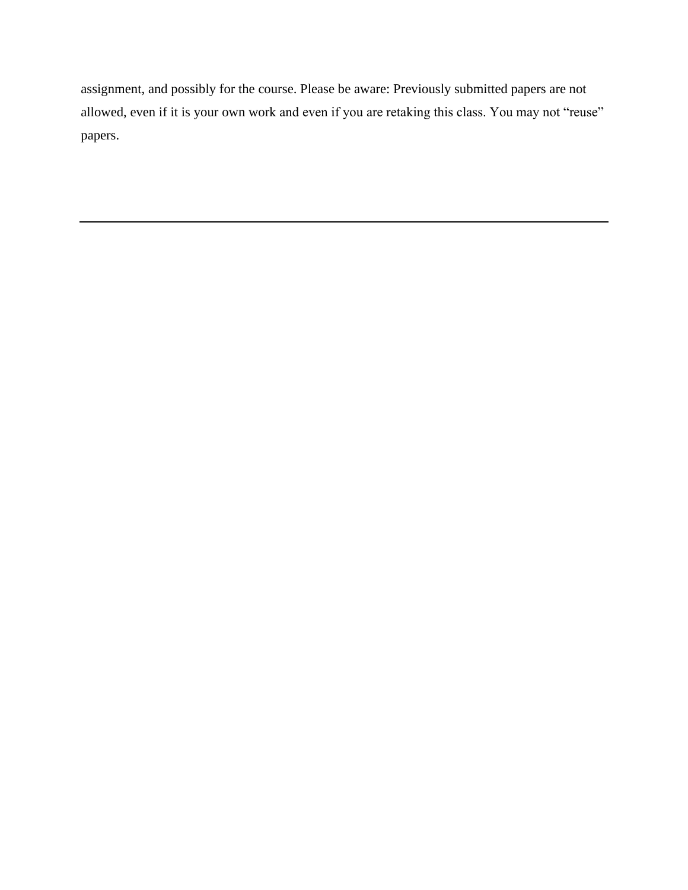assignment, and possibly for the course. Please be aware: Previously submitted papers are not allowed, even if it is your own work and even if you are retaking this class. You may not "reuse" papers.

---